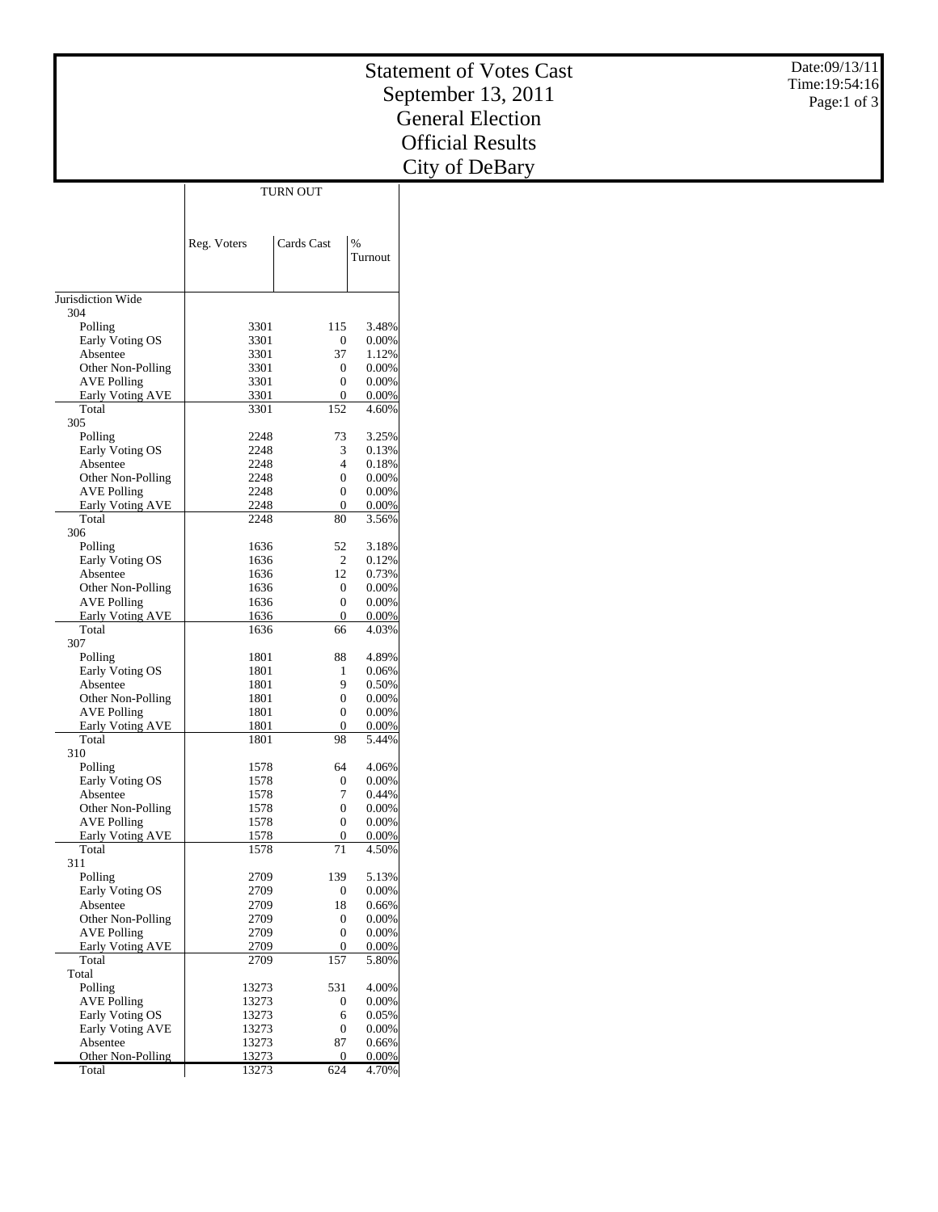# Statement of Votes Cast
# September 13, 2011
# General Election
# Official Results
# City of DeBary

Date:09/13/11
Time:19:54:16

| | TURN OUT | | |
|---|---|---|---|
| | Reg. Voters | Cards Cast | % Turnout |
| **Jurisdiction Wide** | | | |
| **304** | | | |
| Polling | 3301 | 115 | 3.48% |
| Early Voting OS | 3301 | 0 | 0.00% |
| Absentee | 3301 | 37 | 1.12% |
| Other Non-Polling | 3301 | 0 | 0.00% |
| AVE Polling | 3301 | 0 | 0.00% |
| Early Voting AVE | 3301 | 0 | 0.00% |
| Total | 3301 | 152 | 4.60% |
| **305** | | | |
| Polling | 2248 | 73 | 3.25% |
| Early Voting OS | 2248 | 3 | 0.13% |
| Absentee | 2248 | 4 | 0.18% |
| Other Non-Polling | 2248 | 0 | 0.00% |
| AVE Polling | 2248 | 0 | 0.00% |
| Early Voting AVE | 2248 | 0 | 0.00% |
| Total | 2248 | 80 | 3.56% |
| **306** | | | |
| Polling | 1636 | 52 | 3.18% |
| Early Voting OS | 1636 | 2 | 0.12% |
| Absentee | 1636 | 12 | 0.73% |
| Other Non-Polling | 1636 | 0 | 0.00% |
| AVE Polling | 1636 | 0 | 0.00% |
| Early Voting AVE | 1636 | 0 | 0.00% |
| Total | 1636 | 66 | 4.03% |
| **307** | | | |
| Polling | 1801 | 88 | 4.89% |
| Early Voting OS | 1801 | 1 | 0.06% |
| Absentee | 1801 | 9 | 0.50% |
| Other Non-Polling | 1801 | 0 | 0.00% |
| AVE Polling | 1801 | 0 | 0.00% |
| Early Voting AVE | 1801 | 0 | 0.00% |
| Total | 1801 | 98 | 5.44% |
| **310** | | | |
| Polling | 1578 | 64 | 4.06% |
| Early Voting OS | 1578 | 0 | 0.00% |
| Absentee | 1578 | 7 | 0.44% |
| Other Non-Polling | 1578 | 0 | 0.00% |
| AVE Polling | 1578 | 0 | 0.00% |
| Early Voting AVE | 1578 | 0 | 0.00% |
| Total | 1578 | 71 | 4.50% |
| **311** | | | |
| Polling | 2709 | 139 | 5.13% |
| Early Voting OS | 2709 | 0 | 0.00% |
| Absentee | 2709 | 18 | 0.66% |
| Other Non-Polling | 2709 | 0 | 0.00% |
| AVE Polling | 2709 | 0 | 0.00% |
| Early Voting AVE | 2709 | 0 | 0.00% |
| Total | 2709 | 157 | 5.80% |
| **Total** | | | |
| Polling | 13273 | 531 | 4.00% |
| AVE Polling | 13273 | 0 | 0.00% |
| Early Voting OS | 13273 | 6 | 0.05% |
| Early Voting AVE | 13273 | 0 | 0.00% |
| Absentee | 13273 | 87 | 0.66% |
| Other Non-Polling | 13273 | 0 | 0.00% |
| Total | 13273 | 624 | 4.70% |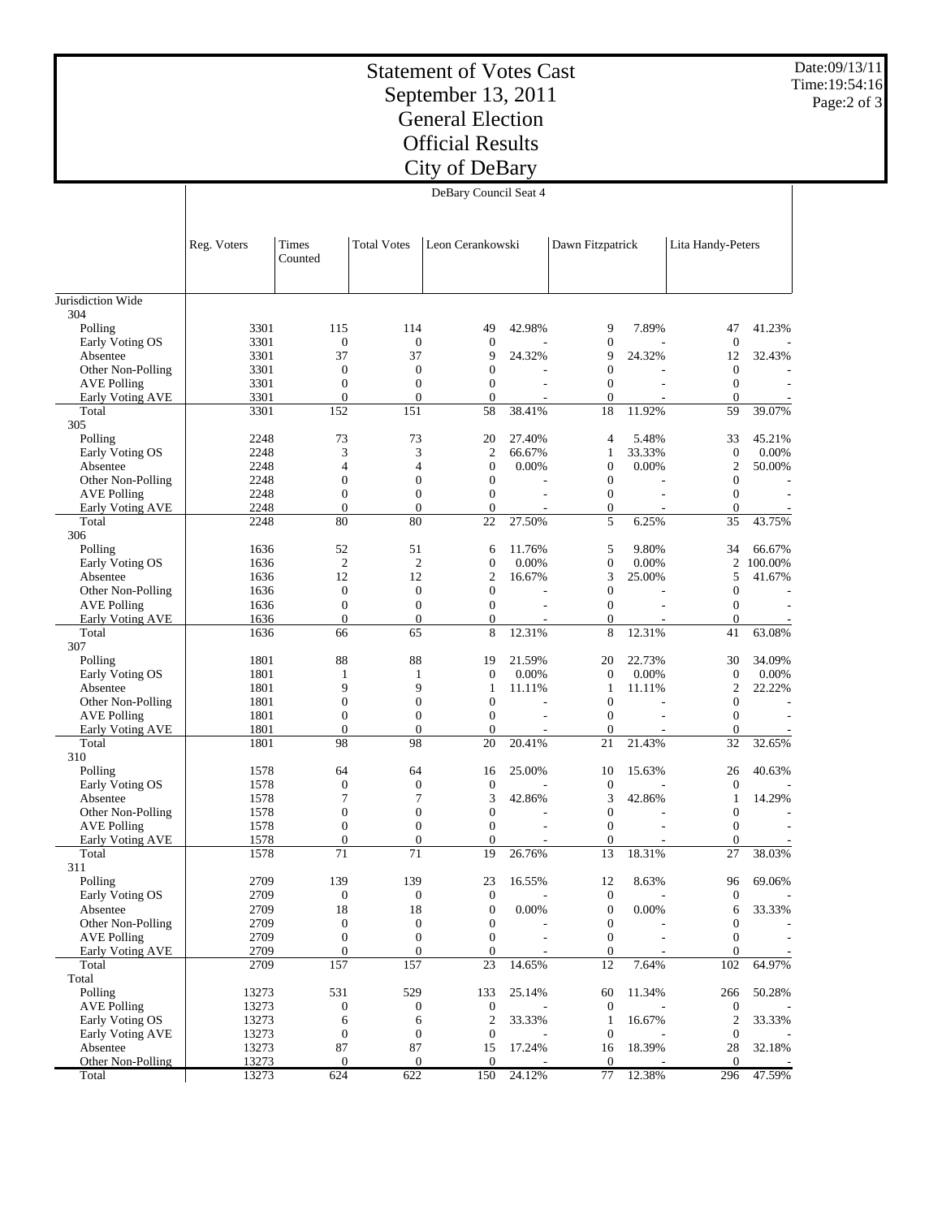# Statement of Votes Cast
# September 13, 2011
# General Election
# Official Results
# City of DeBary

Date:09/13/11
Time:19:54:16

## DeBary Council Seat 4

| | Reg. Voters | Times Counted | Total Votes | Leon Cerankowski | | Dawn Fitzpatrick | | Lita Handy-Peters | |
|---|---|---|---|---|---|---|---|---|---|
| **Jurisdiction Wide** | | | | | | | | | |
| **304** | | | | | | | | | |
| Polling | 3301 | 115 | 114 | 49 | 42.98% | 9 | 7.89% | 47 | 41.23% |
| Early Voting OS | 3301 | 0 | 0 | 0 | - | 0 | - | 0 | - |
| Absentee | 3301 | 37 | 37 | 9 | 24.32% | 9 | 24.32% | 12 | 32.43% |
| Other Non-Polling | 3301 | 0 | 0 | 0 | - | 0 | - | 0 | - |
| AVE Polling | 3301 | 0 | 0 | 0 | - | 0 | - | 0 | - |
| Early Voting AVE | 3301 | 0 | 0 | 0 | - | 0 | - | 0 | - |
| Total | 3301 | 152 | 151 | 58 | 38.41% | 18 | 11.92% | 59 | 39.07% |
| **305** | | | | | | | | | |
| Polling | 2248 | 73 | 73 | 20 | 27.40% | 4 | 5.48% | 33 | 45.21% |
| Early Voting OS | 2248 | 3 | 3 | 2 | 66.67% | 1 | 33.33% | 0 | 0.00% |
| Absentee | 2248 | 4 | 4 | 0 | 0.00% | 0 | 0.00% | 2 | 50.00% |
| Other Non-Polling | 2248 | 0 | 0 | 0 | - | 0 | - | 0 | - |
| AVE Polling | 2248 | 0 | 0 | 0 | - | 0 | - | 0 | - |
| Early Voting AVE | 2248 | 0 | 0 | 0 | - | 0 | - | 0 | - |
| Total | 2248 | 80 | 80 | 22 | 27.50% | 5 | 6.25% | 35 | 43.75% |
| **306** | | | | | | | | | |
| Polling | 1636 | 52 | 51 | 6 | 11.76% | 5 | 9.80% | 34 | 66.67% |
| Early Voting OS | 1636 | 2 | 2 | 0 | 0.00% | 0 | 0.00% | 2 | 100.00% |
| Absentee | 1636 | 12 | 12 | 2 | 16.67% | 3 | 25.00% | 5 | 41.67% |
| Other Non-Polling | 1636 | 0 | 0 | 0 | - | 0 | - | 0 | - |
| AVE Polling | 1636 | 0 | 0 | 0 | - | 0 | - | 0 | - |
| Early Voting AVE | 1636 | 0 | 0 | 0 | - | 0 | - | 0 | - |
| Total | 1636 | 66 | 65 | 8 | 12.31% | 8 | 12.31% | 41 | 63.08% |
| **307** | | | | | | | | | |
| Polling | 1801 | 88 | 88 | 19 | 21.59% | 20 | 22.73% | 30 | 34.09% |
| Early Voting OS | 1801 | 1 | 1 | 0 | 0.00% | 0 | 0.00% | 0 | 0.00% |
| Absentee | 1801 | 9 | 9 | 1 | 11.11% | 1 | 11.11% | 2 | 22.22% |
| Other Non-Polling | 1801 | 0 | 0 | 0 | - | 0 | - | 0 | - |
| AVE Polling | 1801 | 0 | 0 | 0 | - | 0 | - | 0 | - |
| Early Voting AVE | 1801 | 0 | 0 | 0 | - | 0 | - | 0 | - |
| Total | 1801 | 98 | 98 | 20 | 20.41% | 21 | 21.43% | 32 | 32.65% |
| **310** | | | | | | | | | |
| Polling | 1578 | 64 | 64 | 16 | 25.00% | 10 | 15.63% | 26 | 40.63% |
| Early Voting OS | 1578 | 0 | 0 | 0 | - | 0 | - | 0 | - |
| Absentee | 1578 | 7 | 7 | 3 | 42.86% | 3 | 42.86% | 1 | 14.29% |
| Other Non-Polling | 1578 | 0 | 0 | 0 | - | 0 | - | 0 | - |
| AVE Polling | 1578 | 0 | 0 | 0 | - | 0 | - | 0 | - |
| Early Voting AVE | 1578 | 0 | 0 | 0 | - | 0 | - | 0 | - |
| Total | 1578 | 71 | 71 | 19 | 26.76% | 13 | 18.31% | 27 | 38.03% |
| **311** | | | | | | | | | |
| Polling | 2709 | 139 | 139 | 23 | 16.55% | 12 | 8.63% | 96 | 69.06% |
| Early Voting OS | 2709 | 0 | 0 | 0 | - | 0 | - | 0 | - |
| Absentee | 2709 | 18 | 18 | 0 | 0.00% | 0 | 0.00% | 6 | 33.33% |
| Other Non-Polling | 2709 | 0 | 0 | 0 | - | 0 | - | 0 | - |
| AVE Polling | 2709 | 0 | 0 | 0 | - | 0 | - | 0 | - |
| Early Voting AVE | 2709 | 0 | 0 | 0 | - | 0 | - | 0 | - |
| Total | 2709 | 157 | 157 | 23 | 14.65% | 12 | 7.64% | 102 | 64.97% |
| **Total** | | | | | | | | | |
| Polling | 13273 | 531 | 529 | 133 | 25.14% | 60 | 11.34% | 266 | 50.28% |
| AVE Polling | 13273 | 0 | 0 | 0 | - | 0 | - | 0 | - |
| Early Voting OS | 13273 | 6 | 6 | 2 | 33.33% | 1 | 16.67% | 2 | 33.33% |
| Early Voting AVE | 13273 | 0 | 0 | 0 | - | 0 | - | 0 | - |
| Absentee | 13273 | 87 | 87 | 15 | 17.24% | 16 | 18.39% | 28 | 32.18% |
| Other Non-Polling | 13273 | 0 | 0 | 0 | - | 0 | - | 0 | - |
| Total | 13273 | 624 | 622 | 150 | 24.12% | 77 | 12.38% | 296 | 47.59% |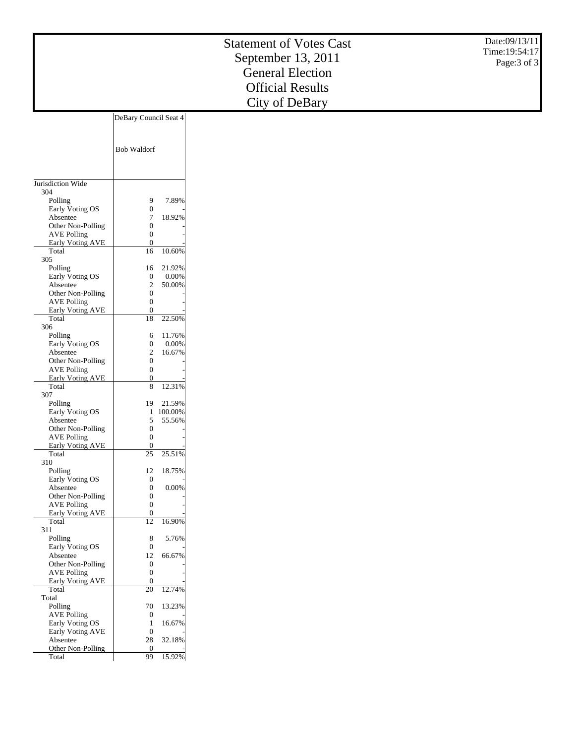# Statement of Votes Cast
# September 13, 2011
# General Election
# Official Results
# City of DeBary

Date:09/13/11
Time:19:54:17

| | DeBary Council Seat 4 | |
|---|---|---|
| | Bob Waldorf | |
| Jurisdiction Wide | | |
| 304 | | |
| Polling | 9 | 7.89% |
| Early Voting OS | 0 | - |
| Absentee | 7 | 18.92% |
| Other Non-Polling | 0 | - |
| AVE Polling | 0 | - |
| Early Voting AVE | 0 | - |
| Total | 16 | 10.60% |
| 305 | | |
| Polling | 16 | 21.92% |
| Early Voting OS | 0 | 0.00% |
| Absentee | 2 | 50.00% |
| Other Non-Polling | 0 | - |
| AVE Polling | 0 | - |
| Early Voting AVE | 0 | - |
| Total | 18 | 22.50% |
| 306 | | |
| Polling | 6 | 11.76% |
| Early Voting OS | 0 | 0.00% |
| Absentee | 2 | 16.67% |
| Other Non-Polling | 0 | - |
| AVE Polling | 0 | - |
| Early Voting AVE | 0 | - |
| Total | 8 | 12.31% |
| 307 | | |
| Polling | 19 | 21.59% |
| Early Voting OS | 1 | 100.00% |
| Absentee | 5 | 55.56% |
| Other Non-Polling | 0 | - |
| AVE Polling | 0 | - |
| Early Voting AVE | 0 | - |
| Total | 25 | 25.51% |
| 310 | | |
| Polling | 12 | 18.75% |
| Early Voting OS | 0 | - |
| Absentee | 0 | 0.00% |
| Other Non-Polling | 0 | - |
| AVE Polling | 0 | - |
| Early Voting AVE | 0 | - |
| Total | 12 | 16.90% |
| 311 | | |
| Polling | 8 | 5.76% |
| Early Voting OS | 0 | - |
| Absentee | 12 | 66.67% |
| Other Non-Polling | 0 | - |
| AVE Polling | 0 | - |
| Early Voting AVE | 0 | - |
| Total | 20 | 12.74% |
| Total | | |
| Polling | 70 | 13.23% |
| AVE Polling | 0 | - |
| Early Voting OS | 1 | 16.67% |
| Early Voting AVE | 0 | - |
| Absentee | 28 | 32.18% |
| Other Non-Polling | 0 | - |
| Total | 99 | 15.92% |